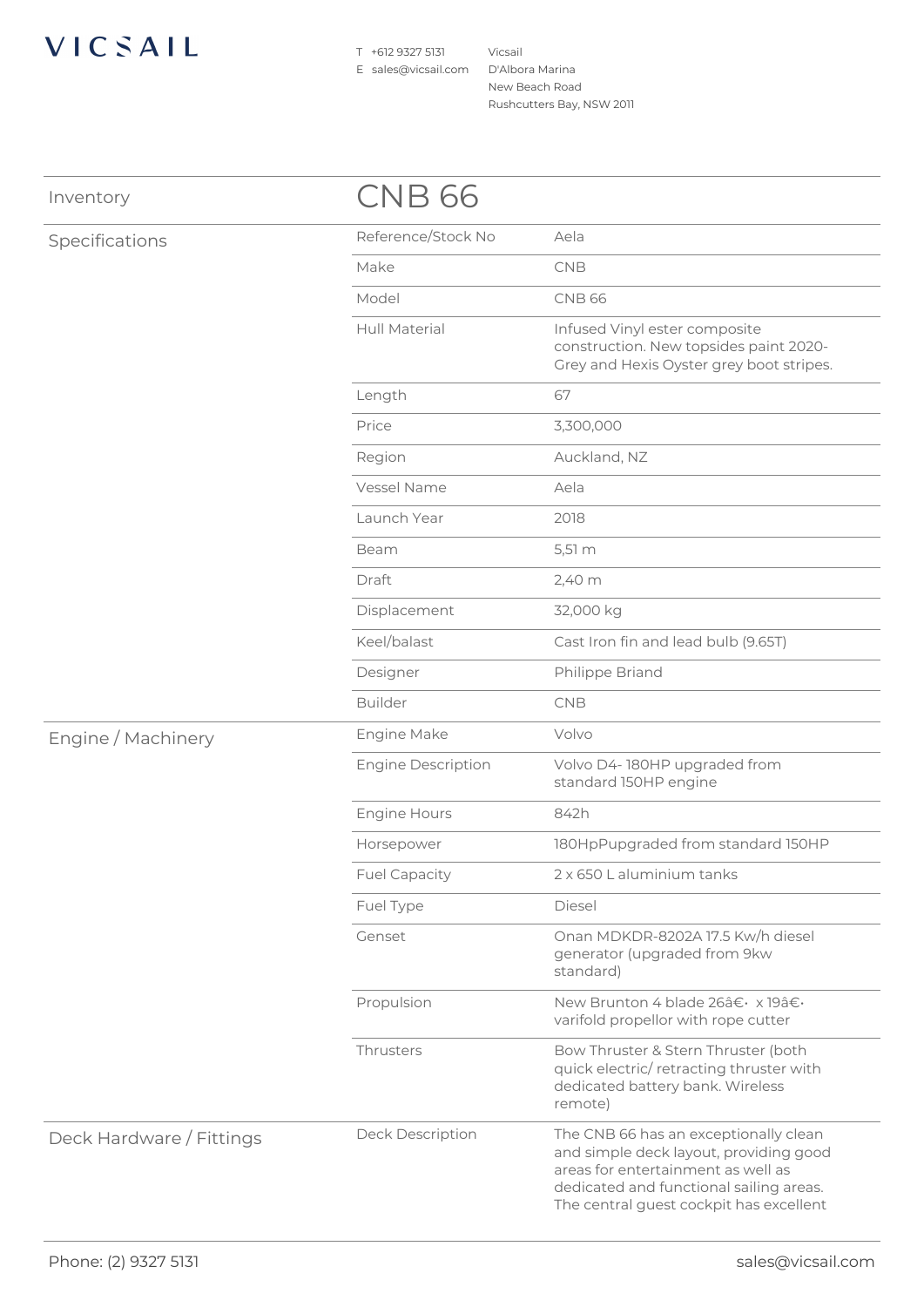VICSAIL

T +612 9327 5131
E sales@vicsail.com

Vicsail
D'Albora Marina
New Beach Road
Rushcutters Bay, NSW 2011

## Inventory

# CNB 66

## Specifications

| | |
|---|---|
| Reference/Stock No | Aela |
| Make | CNB |
| Model | CNB 66 |
| Hull Material | Infused Vinyl ester composite construction. New topsides paint 2020- Grey and Hexis Oyster grey boot stripes. |
| Length | 67 |
| Price | 3,300,000 |
| Region | Auckland, NZ |
| Vessel Name | Aela |
| Launch Year | 2018 |
| Beam | 5,51 m |
| Draft | 2,40 m |
| Displacement | 32,000 kg |
| Keel/balast | Cast Iron fin and lead bulb (9.65T) |
| Designer | Philippe Briand |
| Builder | CNB |

## Engine / Machinery

| | |
|---|---|
| Engine Make | Volvo |
| Engine Description | Volvo D4- 180HP upgraded from standard 150HP engine |
| Engine Hours | 842h |
| Horsepower | 180HpPupgraded from standard 150HP |
| Fuel Capacity | 2 x 650 L aluminium tanks |
| Fuel Type | Diesel |
| Genset | Onan MDKDR-8202A 17.5 Kw/h diesel generator (upgraded from 9kw standard) |
| Propulsion | New Brunton 4 blade 26â€· x 19â€· varifold propellor with rope cutter |
| Thrusters | Bow Thruster & Stern Thruster (both quick electric/ retracting thruster with dedicated battery bank. Wireless remote) |

## Deck Hardware / Fittings

| | |
|---|---|
| Deck Description | The CNB 66 has an exceptionally clean and simple deck layout, providing good areas for entertainment as well as dedicated and functional sailing areas. The central guest cockpit has excellent |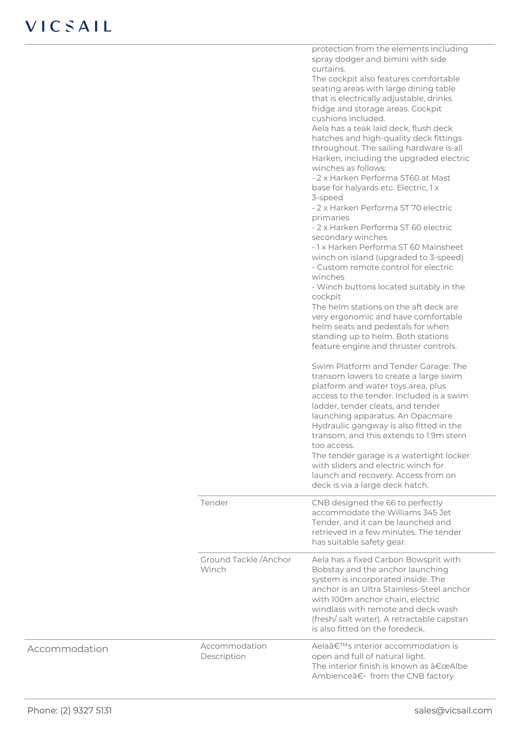| | | |
|---|---|---|
| | | protection from the elements including spray dodger and bimini with side curtains.<br>The cockpit also features comfortable seating areas with large dining table that is electrically adjustable, drinks fridge and storage areas. Cockpit cushions included.<br>Aela has a teak laid deck, flush deck hatches and high-quality deck fittings throughout. The sailing hardware is all Harken, including the upgraded electric winches as follows:<br>- 2 x Harken Performa ST60 at Mast base for halyards etc. Electric, 1 x 3-speed<br>- 2 x Harken Performa ST 70 electric primaries<br>- 2 x Harken Performa ST 60 electric secondary winches<br>- 1 x Harken Performa ST 60 Mainsheet winch on island (upgraded to 3-speed)<br>- Custom remote control for electric winches<br>- Winch buttons located suitably in the cockpit<br>The helm stations on the aft deck are very ergonomic and have comfortable helm seats and pedestals for when standing up to helm. Both stations feature engine and thruster controls.<br><br>Swim Platform and Tender Garage: The transom lowers to create a large swim platform and water toys area, plus access to the tender. Included is a swim ladder, tender cleats, and tender launching apparatus. An Opacmare Hydraulic gangway is also fitted in the transom, and this extends to 1.9m stern too access.<br>The tender garage is a watertight locker with sliders and electric winch for launch and recovery. Access from on deck is via a large deck hatch. |
| | Tender | CNB designed the 66 to perfectly accommodate the Williams 345 Jet Tender, and it can be launched and retrieved in a few minutes. The tender has suitable safety gear. |
| | Ground Tackle /Anchor Winch | Aela has a fixed Carbon Bowsprit with Bobstay and the anchor launching system is incorporated inside. The anchor is an Ultra Stainless-Steel anchor with 100m anchor chain, electric windlass with remote and deck wash (fresh/ salt water). A retractable capstan is also fitted on the foredeck. |
| Accommodation | Accommodation Description | Aelaâ€™s interior accommodation is open and full of natural light.<br>The interior finish is known as â€œAlbe Ambienceâ€· from the CNB factory |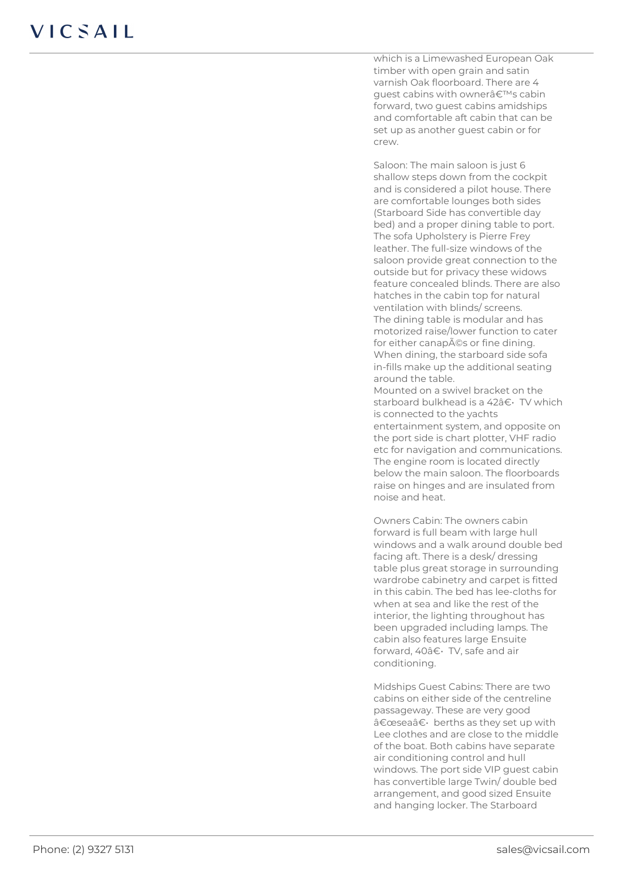which is a Limewashed European Oak timber with open grain and satin varnish Oak floorboard. There are 4 guest cabins with ownerâ€™s cabin forward, two guest cabins amidships and comfortable aft cabin that can be set up as another guest cabin or for crew.

Saloon: The main saloon is just 6 shallow steps down from the cockpit and is considered a pilot house. There are comfortable lounges both sides (Starboard Side has convertible day bed) and a proper dining table to port. The sofa Upholstery is Pierre Frey leather. The full-size windows of the saloon provide great connection to the outside but for privacy these widows feature concealed blinds. There are also hatches in the cabin top for natural ventilation with blinds/ screens.
The dining table is modular and has motorized raise/lower function to cater for either canapÃ©s or fine dining. When dining, the starboard side sofa in-fills make up the additional seating around the table.
Mounted on a swivel bracket on the starboard bulkhead is a 42â€· TV which is connected to the yachts entertainment system, and opposite on the port side is chart plotter, VHF radio etc for navigation and communications.
The engine room is located directly below the main saloon. The floorboards raise on hinges and are insulated from noise and heat.

Owners Cabin: The owners cabin forward is full beam with large hull windows and a walk around double bed facing aft. There is a desk/ dressing table plus great storage in surrounding wardrobe cabinetry and carpet is fitted in this cabin. The bed has lee-cloths for when at sea and like the rest of the interior, the lighting throughout has been upgraded including lamps. The cabin also features large Ensuite forward, 40â€· TV, safe and air conditioning.

Midships Guest Cabins: There are two cabins on either side of the centreline passageway. These are very good â€œseaâ€· berths as they set up with Lee clothes and are close to the middle of the boat. Both cabins have separate air conditioning control and hull windows. The port side VIP guest cabin has convertible large Twin/ double bed arrangement, and good sized Ensuite and hanging locker. The Starboard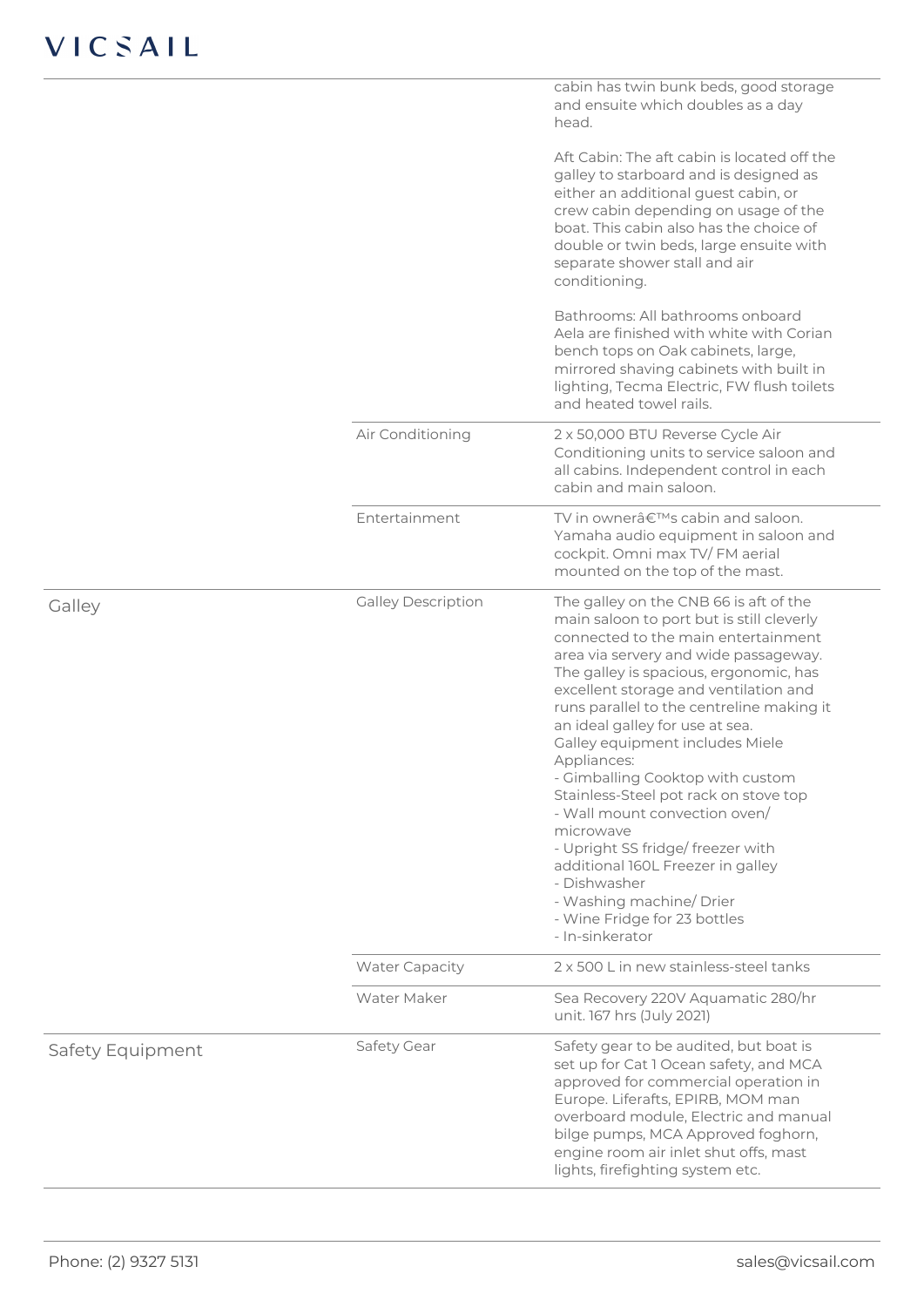| | | |
|---|---|---|
| | | cabin has twin bunk beds, good storage and ensuite which doubles as a day head.<br><br>Aft Cabin: The aft cabin is located off the galley to starboard and is designed as either an additional guest cabin, or crew cabin depending on usage of the boat. This cabin also has the choice of double or twin beds, large ensuite with separate shower stall and air conditioning.<br><br>Bathrooms: All bathrooms onboard Aela are finished with white with Corian bench tops on Oak cabinets, large, mirrored shaving cabinets with built in lighting, Tecma Electric, FW flush toilets and heated towel rails. |
| | Air Conditioning | 2 x 50,000 BTU Reverse Cycle Air Conditioning units to service saloon and all cabins. Independent control in each cabin and main saloon. |
| | Entertainment | TV in ownerâ€™s cabin and saloon. Yamaha audio equipment in saloon and cockpit. Omni max TV/ FM aerial mounted on the top of the mast. |
| Galley | Galley Description | The galley on the CNB 66 is aft of the main saloon to port but is still cleverly connected to the main entertainment area via servery and wide passageway. The galley is spacious, ergonomic, has excellent storage and ventilation and runs parallel to the centreline making it an ideal galley for use at sea.<br>Galley equipment includes Miele Appliances:<br>- Gimballing Cooktop with custom Stainless-Steel pot rack on stove top<br>- Wall mount convection oven/ microwave<br>- Upright SS fridge/ freezer with additional 160L Freezer in galley<br>- Dishwasher<br>- Washing machine/ Drier<br>- Wine Fridge for 23 bottles<br>- In-sinkerator |
| | Water Capacity | 2 x 500 L in new stainless-steel tanks |
| | Water Maker | Sea Recovery 220V Aquamatic 280/hr unit. 167 hrs (July 2021) |
| Safety Equipment | Safety Gear | Safety gear to be audited, but boat is set up for Cat 1 Ocean safety, and MCA approved for commercial operation in Europe. Liferafts, EPIRB, MOM man overboard module, Electric and manual bilge pumps, MCA Approved foghorn, engine room air inlet shut offs, mast lights, firefighting system etc. |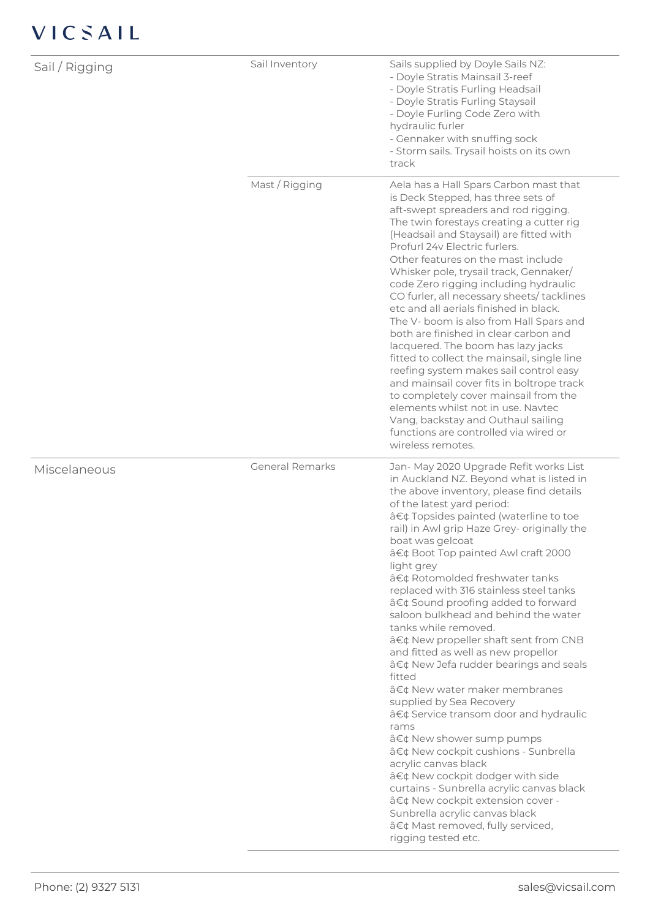| | | |
|---|---|---|
| Sail / Rigging | Sail Inventory | Sails supplied by Doyle Sails NZ:<br>- Doyle Stratis Mainsail 3-reef<br>- Doyle Stratis Furling Headsail<br>- Doyle Stratis Furling Staysail<br>- Doyle Furling Code Zero with hydraulic furler<br>- Gennaker with snuffing sock<br>- Storm sails. Trysail hoists on its own track |
| | Mast / Rigging | Aela has a Hall Spars Carbon mast that is Deck Stepped, has three sets of aft-swept spreaders and rod rigging. The twin forestays creating a cutter rig (Headsail and Staysail) are fitted with Profurl 24v Electric furlers.<br>Other features on the mast include Whisker pole, trysail track, Gennaker/ code Zero rigging including hydraulic CO furler, all necessary sheets/ tacklines etc and all aerials finished in black.<br>The V- boom is also from Hall Spars and both are finished in clear carbon and lacquered. The boom has lazy jacks fitted to collect the mainsail, single line reefing system makes sail control easy and mainsail cover fits in boltrope track to completely cover mainsail from the elements whilst not in use. Navtec Vang, backstay and Outhaul sailing functions are controlled via wired or wireless remotes. |
| Miscelaneous | General Remarks | Jan- May 2020 Upgrade Refit works List in Auckland NZ. Beyond what is listed in the above inventory, please find details of the latest yard period:<br>â€¢ Topsides painted (waterline to toe rail) in Awl grip Haze Grey- originally the boat was gelcoat<br>â€¢ Boot Top painted Awl craft 2000 light grey<br>â€¢ Rotomolded freshwater tanks replaced with 316 stainless steel tanks<br>â€¢ Sound proofing added to forward saloon bulkhead and behind the water tanks while removed.<br>â€¢ New propeller shaft sent from CNB and fitted as well as new propellor<br>â€¢ New Jefa rudder bearings and seals fitted<br>â€¢ New water maker membranes supplied by Sea Recovery<br>â€¢ Service transom door and hydraulic rams<br>â€¢ New shower sump pumps<br>â€¢ New cockpit cushions - Sunbrella acrylic canvas black<br>â€¢ New cockpit dodger with side curtains - Sunbrella acrylic canvas black<br>â€¢ New cockpit extension cover - Sunbrella acrylic canvas black<br>â€¢ Mast removed, fully serviced, rigging tested etc. |